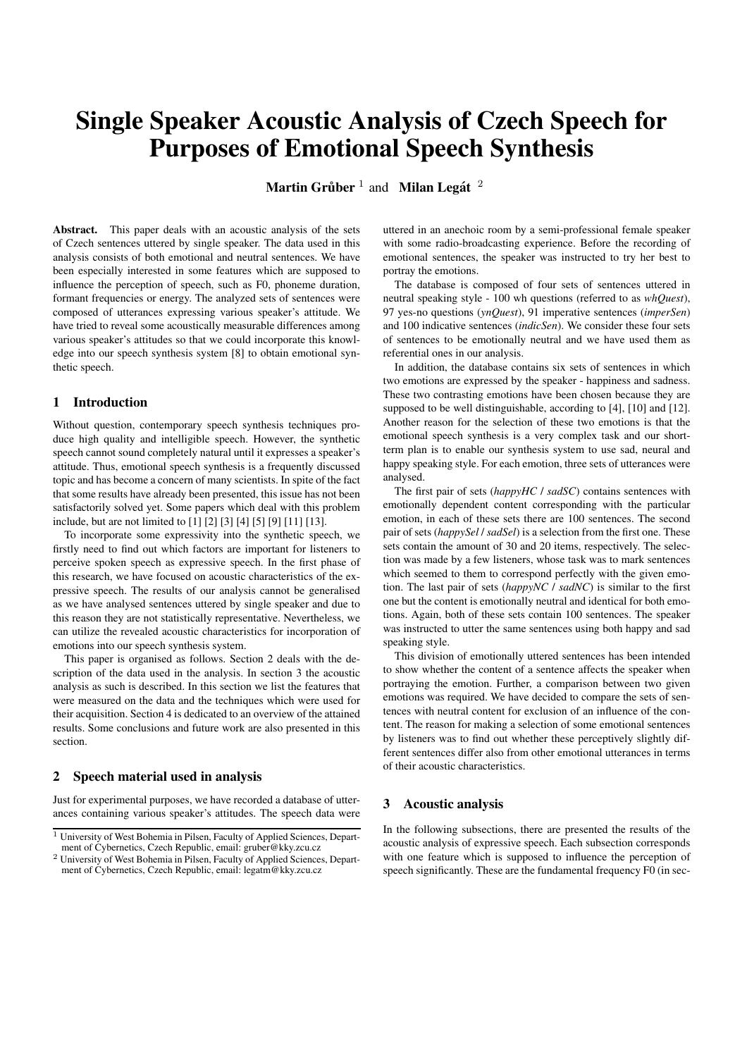# Single Speaker Acoustic Analysis of Czech Speech for Purposes of Emotional Speech Synthesis

**Martin Grůber** [1] and **Milan Legát** [2]

**Abstract.** This paper deals with an acoustic analysis of the sets of Czech sentences uttered by single speaker. The data used in this analysis consists of both emotional and neutral sentences. We have been especially interested in some features which are supposed to influence the perception of speech, such as F0, phoneme duration, formant frequencies or energy. The analyzed sets of sentences were composed of utterances expressing various speaker's attitude. We have tried to reveal some acoustically measurable differences among various speaker's attitudes so that we could incorporate this knowledge into our speech synthesis system [8] to obtain emotional synthetic speech.

## 1 Introduction

Without question, contemporary speech synthesis techniques produce high quality and intelligible speech. However, the synthetic speech cannot sound completely natural until it expresses a speaker's attitude. Thus, emotional speech synthesis is a frequently discussed topic and has become a concern of many scientists. In spite of the fact that some results have already been presented, this issue has not been satisfactorily solved yet. Some papers which deal with this problem include, but are not limited to [1] [2] [3] [4] [5] [9] [11] [13].

To incorporate some expressivity into the synthetic speech, we firstly need to find out which factors are important for listeners to perceive spoken speech as expressive speech. In the first phase of this research, we have focused on acoustic characteristics of the expressive speech. The results of our analysis cannot be generalised as we have analysed sentences uttered by single speaker and due to this reason they are not statistically representative. Nevertheless, we can utilize the revealed acoustic characteristics for incorporation of emotions into our speech synthesis system.

This paper is organised as follows. Section 2 deals with the description of the data used in the analysis. In section 3 the acoustic analysis as such is described. In this section we list the features that were measured on the data and the techniques which were used for their acquisition. Section 4 is dedicated to an overview of the attained results. Some conclusions and future work are also presented in this section.

## 2 Speech material used in analysis

Just for experimental purposes, we have recorded a database of utterances containing various speaker's attitudes. The speech data were uttered in an anechoic room by a semi-professional female speaker with some radio-broadcasting experience. Before the recording of emotional sentences, the speaker was instructed to try her best to portray the emotions.

The database is composed of four sets of sentences uttered in neutral speaking style - 100 wh questions (referred to as *whQuest*), 97 yes-no questions (*ynQuest*), 91 imperative sentences (*imperSen*) and 100 indicative sentences (*indicSen*). We consider these four sets of sentences to be emotionally neutral and we have used them as referential ones in our analysis.

In addition, the database contains six sets of sentences in which two emotions are expressed by the speaker - happiness and sadness. These two contrasting emotions have been chosen because they are supposed to be well distinguishable, according to [4], [10] and [12]. Another reason for the selection of these two emotions is that the emotional speech synthesis is a very complex task and our short-term plan is to enable our synthesis system to use sad, neural and happy speaking style. For each emotion, three sets of utterances were analysed.

The first pair of sets (*happyHC* / *sadSC*) contains sentences with emotionally dependent content corresponding with the particular emotion, in each of these sets there are 100 sentences. The second pair of sets (*happySel* / *sadSel*) is a selection from the first one. These sets contain the amount of 30 and 20 items, respectively. The selection was made by a few listeners, whose task was to mark sentences which seemed to them to correspond perfectly with the given emotion. The last pair of sets (*happyNC* / *sadNC*) is similar to the first one but the content is emotionally neutral and identical for both emotions. Again, both of these sets contain 100 sentences. The speaker was instructed to utter the same sentences using both happy and sad speaking style.

This division of emotionally uttered sentences has been intended to show whether the content of a sentence affects the speaker when portraying the emotion. Further, a comparison between two given emotions was required. We have decided to compare the sets of sentences with neutral content for exclusion of an influence of the content. The reason for making a selection of some emotional sentences by listeners was to find out whether these perceptively slightly different sentences differ also from other emotional utterances in terms of their acoustic characteristics.

## 3 Acoustic analysis

In the following subsections, there are presented the results of the acoustic analysis of expressive speech. Each subsection corresponds with one feature which is supposed to influence the perception of speech significantly. These are the fundamental frequency F0 (in sec-

[1] University of West Bohemia in Pilsen, Faculty of Applied Sciences, Department of Cybernetics, Czech Republic, email: gruber@kky.zcu.cz

[2] University of West Bohemia in Pilsen, Faculty of Applied Sciences, Department of Cybernetics, Czech Republic, email: legatm@kky.zcu.cz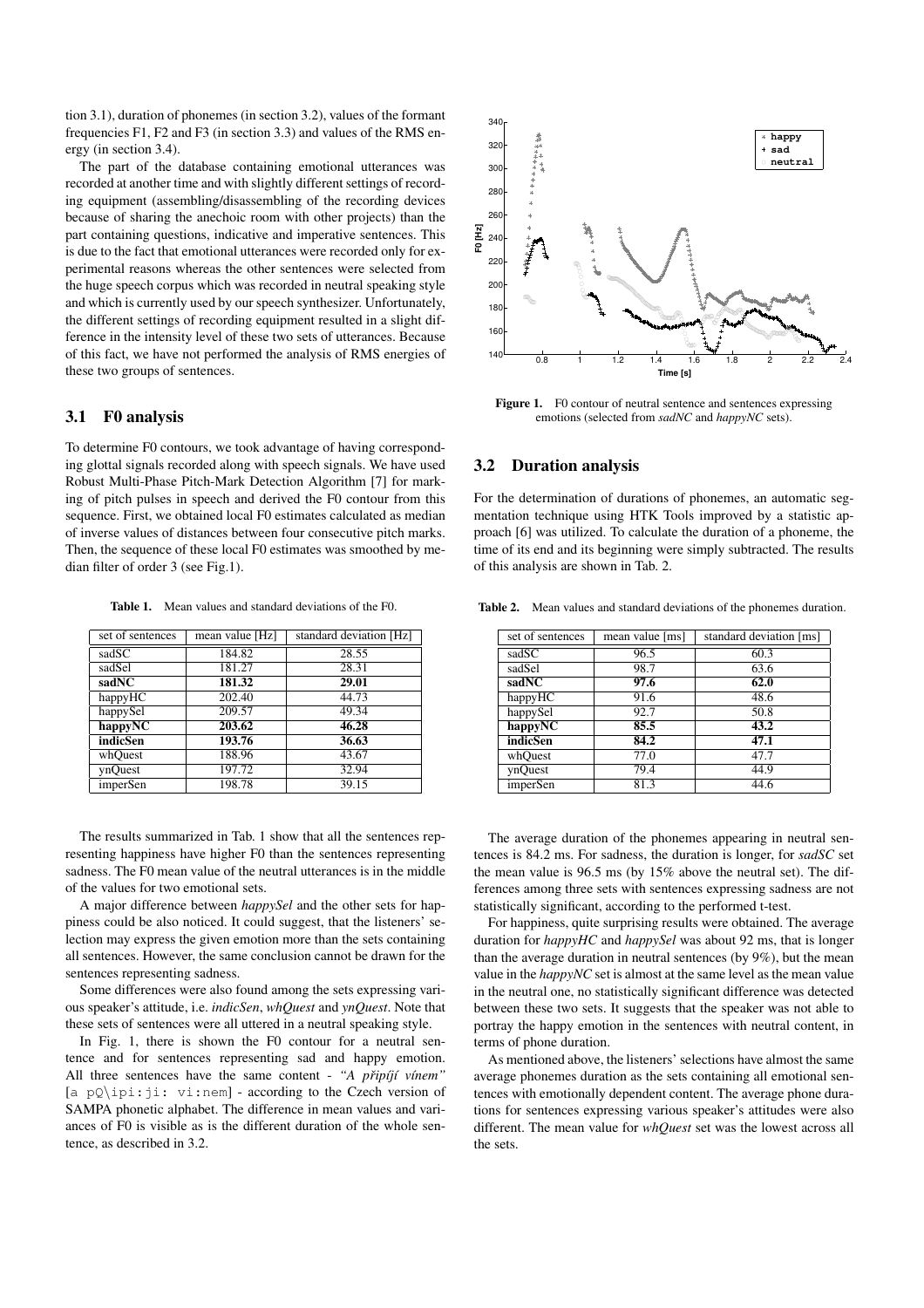tion 3.1), duration of phonemes (in section 3.2), values of the formant frequencies F1, F2 and F3 (in section 3.3) and values of the RMS energy (in section 3.4).

The part of the database containing emotional utterances was recorded at another time and with slightly different settings of recording equipment (assembling/disassembling of the recording devices because of sharing the anechoic room with other projects) than the part containing questions, indicative and imperative sentences. This is due to the fact that emotional utterances were recorded only for experimental reasons whereas the other sentences were selected from the huge speech corpus which was recorded in neutral speaking style and which is currently used by our speech synthesizer. Unfortunately, the different settings of recording equipment resulted in a slight difference in the intensity level of these two sets of utterances. Because of this fact, we have not performed the analysis of RMS energies of these two groups of sentences.

## 3.1 F0 analysis

To determine F0 contours, we took advantage of having corresponding glottal signals recorded along with speech signals. We have used Robust Multi-Phase Pitch-Mark Detection Algorithm [7] for marking of pitch pulses in speech and derived the F0 contour from this sequence. First, we obtained local F0 estimates calculated as median of inverse values of distances between four consecutive pitch marks. Then, the sequence of these local F0 estimates was smoothed by median filter of order 3 (see Fig.1).

**Table 1.** Mean values and standard deviations of the F0.

| set of sentences | mean value [Hz] | standard deviation [Hz] |
|---|---|---|
| sadSC | 184.82 | 28.55 |
| sadSel | 181.27 | 28.31 |
| **sadNC** | **181.32** | **29.01** |
| happyHC | 202.40 | 44.73 |
| happySel | 209.57 | 49.34 |
| **happyNC** | **203.62** | **46.28** |
| **indicSen** | **193.76** | **36.63** |
| whQuest | 188.96 | 43.67 |
| ynQuest | 197.72 | 32.94 |
| imperSen | 198.78 | 39.15 |

The results summarized in Tab. 1 show that all the sentences representing happiness have higher F0 than the sentences representing sadness. The F0 mean value of the neutral utterances is in the middle of the values for two emotional sets.

A major difference between *happySel* and the other sets for happiness could be also noticed. It could suggest, that the listeners' selection may express the given emotion more than the sets containing all sentences. However, the same conclusion cannot be drawn for the sentences representing sadness.

Some differences were also found among the sets expressing various speaker's attitude, i.e. *indicSen*, *whQuest* and *ynQuest*. Note that these sets of sentences were all uttered in a neutral speaking style.

In Fig. 1, there is shown the F0 contour for a neutral sentence and for sentences representing sad and happy emotion. All three sentences have the same content - *"A připíjí vínem"* [a pQ\ipi:ji: vi:nem] - according to the Czech version of SAMPA phonetic alphabet. The difference in mean values and variances of F0 is visible as is the different duration of the whole sentence, as described in 3.2.

**Figure 1.** F0 contour of neutral sentence and sentences expressing emotions (selected from *sadNC* and *happyNC* sets).

## 3.2 Duration analysis

For the determination of durations of phonemes, an automatic segmentation technique using HTK Tools improved by a statistic approach [6] was utilized. To calculate the duration of a phoneme, the time of its end and its beginning were simply subtracted. The results of this analysis are shown in Tab. 2.

**Table 2.** Mean values and standard deviations of the phonemes duration.

| set of sentences | mean value [ms] | standard deviation [ms] |
|---|---|---|
| sadSC | 96.5 | 60.3 |
| sadSel | 98.7 | 63.6 |
| **sadNC** | **97.6** | **62.0** |
| happyHC | 91.6 | 48.6 |
| happySel | 92.7 | 50.8 |
| **happyNC** | **85.5** | **43.2** |
| **indicSen** | **84.2** | **47.1** |
| whQuest | 77.0 | 47.7 |
| ynQuest | 79.4 | 44.9 |
| imperSen | 81.3 | 44.6 |

The average duration of the phonemes appearing in neutral sentences is 84.2 ms. For sadness, the duration is longer, for *sadSC* set the mean value is 96.5 ms (by 15% above the neutral set). The differences among three sets with sentences expressing sadness are not statistically significant, according to the performed t-test.

For happiness, quite surprising results were obtained. The average duration for *happyHC* and *happySel* was about 92 ms, that is longer than the average duration in neutral sentences (by 9%), but the mean value in the *happyNC* set is almost at the same level as the mean value in the neutral one, no statistically significant difference was detected between these two sets. It suggests that the speaker was not able to portray the happy emotion in the sentences with neutral content, in terms of phone duration.

As mentioned above, the listeners' selections have almost the same average phonemes duration as the sets containing all emotional sentences with emotionally dependent content. The average phone durations for sentences expressing various speaker's attitudes were also different. The mean value for *whQuest* set was the lowest across all the sets.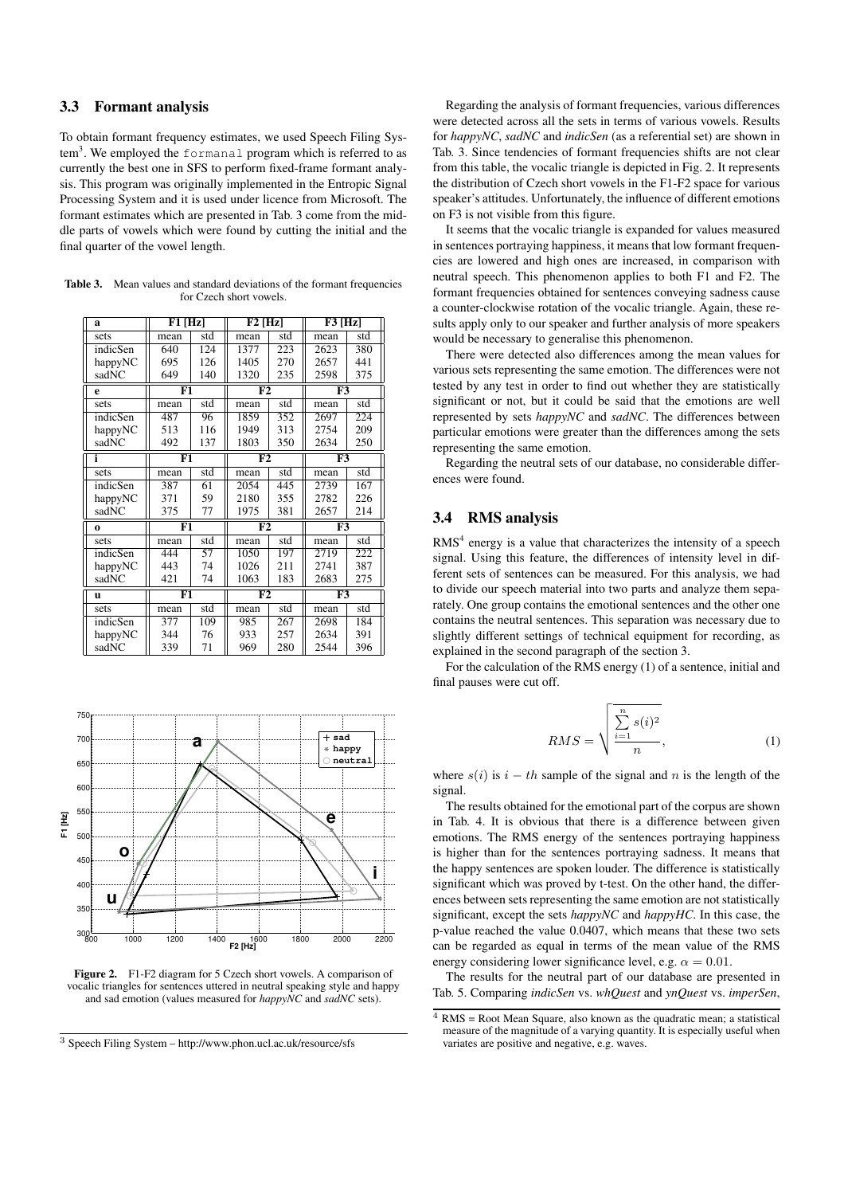### 3.3 Formant analysis

To obtain formant frequency estimates, we used Speech Filing System[3]. We employed the `formanal` program which is referred to as currently the best one in SFS to perform fixed-frame formant analysis. This program was originally implemented in the Entropic Signal Processing System and it is used under licence from Microsoft. The formant estimates which are presented in Tab. 3 come from the middle parts of vowels which were found by cutting the initial and the final quarter of the vowel length.

**Table 3.** Mean values and standard deviations of the formant frequencies for Czech short vowels.

| a | F1 [Hz] | | F2 [Hz] | | F3 [Hz] | |
|---|---|---|---|---|---|---|
| sets | mean | std | mean | std | mean | std |
| indicSen | 640 | 124 | 1377 | 223 | 2623 | 380 |
| happyNC | 695 | 126 | 1405 | 270 | 2657 | 441 |
| sadNC | 649 | 140 | 1320 | 235 | 2598 | 375 |
| **e** | **F1** | | **F2** | | **F3** | |
| sets | mean | std | mean | std | mean | std |
| indicSen | 487 | 96 | 1859 | 352 | 2697 | 224 |
| happyNC | 513 | 116 | 1949 | 313 | 2754 | 209 |
| sadNC | 492 | 137 | 1803 | 350 | 2634 | 250 |
| **i** | **F1** | | **F2** | | **F3** | |
| sets | mean | std | mean | std | mean | std |
| indicSen | 387 | 61 | 2054 | 445 | 2739 | 167 |
| happyNC | 371 | 59 | 2180 | 355 | 2782 | 226 |
| sadNC | 375 | 77 | 1975 | 381 | 2657 | 214 |
| **o** | **F1** | | **F2** | | **F3** | |
| sets | mean | std | mean | std | mean | std |
| indicSen | 444 | 57 | 1050 | 197 | 2719 | 222 |
| happyNC | 443 | 74 | 1026 | 211 | 2741 | 387 |
| sadNC | 421 | 74 | 1063 | 183 | 2683 | 275 |
| **u** | **F1** | | **F2** | | **F3** | |
| sets | mean | std | mean | std | mean | std |
| indicSen | 377 | 109 | 985 | 267 | 2698 | 184 |
| happyNC | 344 | 76 | 933 | 257 | 2634 | 391 |
| sadNC | 339 | 71 | 969 | 280 | 2544 | 396 |

**Figure 2.** F1-F2 diagram for 5 Czech short vowels. A comparison of vocalic triangles for sentences uttered in neutral speaking style and happy and sad emotion (values measured for *happyNC* and *sadNC* sets).

Regarding the analysis of formant frequencies, various differences were detected across all the sets in terms of various vowels. Results for *happyNC*, *sadNC* and *indicSen* (as a referential set) are shown in Tab. 3. Since tendencies of formant frequencies shifts are not clear from this table, the vocalic triangle is depicted in Fig. 2. It represents the distribution of Czech short vowels in the F1-F2 space for various speaker's attitudes. Unfortunately, the influence of different emotions on F3 is not visible from this figure.

It seems that the vocalic triangle is expanded for values measured in sentences portraying happiness, it means that low formant frequencies are lowered and high ones are increased, in comparison with neutral speech. This phenomenon applies to both F1 and F2. The formant frequencies obtained for sentences conveying sadness cause a counter-clockwise rotation of the vocalic triangle. Again, these results apply only to our speaker and further analysis of more speakers would be necessary to generalise this phenomenon.

There were detected also differences among the mean values for various sets representing the same emotion. The differences were not tested by any test in order to find out whether they are statistically significant or not, but it could be said that the emotions are well represented by sets *happyNC* and *sadNC*. The differences between particular emotions were greater than the differences among the sets representing the same emotion.

Regarding the neutral sets of our database, no considerable differences were found.

### 3.4 RMS analysis

RMS[4] energy is a value that characterizes the intensity of a speech signal. Using this feature, the differences of intensity level in different sets of sentences can be measured. For this analysis, we had to divide our speech material into two parts and analyze them separately. One group contains the emotional sentences and the other one contains the neutral sentences. This separation was necessary due to slightly different settings of technical equipment for recording, as explained in the second paragraph of the section 3.

For the calculation of the RMS energy (1) of a sentence, initial and final pauses were cut off.

$$RMS = \sqrt{\frac{\sum_{i=1}^{n} s(i)^2}{n}}, \tag{1}$$

where $s(i)$ is $i - th$ sample of the signal and $n$ is the length of the signal.

The results obtained for the emotional part of the corpus are shown in Tab. 4. It is obvious that there is a difference between given emotions. The RMS energy of the sentences portraying happiness is higher than for the sentences portraying sadness. It means that the happy sentences are spoken louder. The difference is statistically significant which was proved by t-test. On the other hand, the differences between sets representing the same emotion are not statistically significant, except the sets *happyNC* and *happyHC*. In this case, the p-value reached the value 0.0407, which means that these two sets can be regarded as equal in terms of the mean value of the RMS energy considering lower significance level, e.g. $\alpha = 0.01$.

The results for the neutral part of our database are presented in Tab. 5. Comparing *indicSen* vs. *whQuest* and *ynQuest* vs. *imperSen*,

[3] Speech Filing System – http://www.phon.ucl.ac.uk/resource/sfs

[4] RMS = Root Mean Square, also known as the quadratic mean; a statistical measure of the magnitude of a varying quantity. It is especially useful when variates are positive and negative, e.g. waves.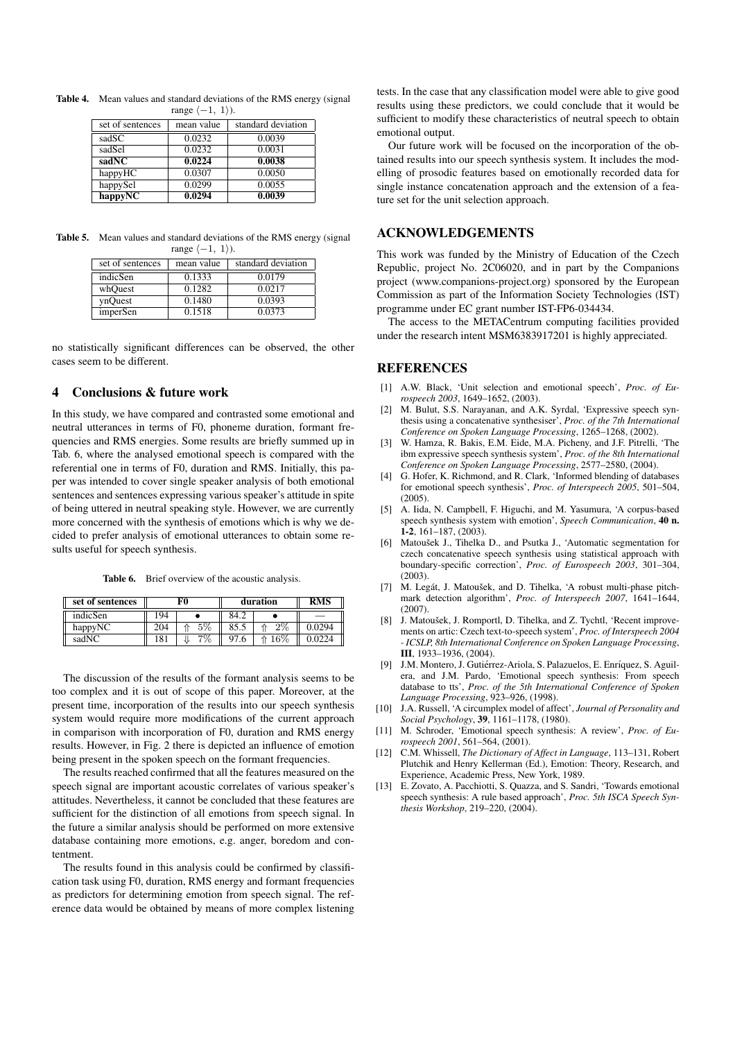**Table 4.** Mean values and standard deviations of the RMS energy (signal range $\langle -1, 1 \rangle$).

| set of sentences | mean value | standard deviation |
|---|---|---|
| sadSC | 0.0232 | 0.0039 |
| sadSel | 0.0232 | 0.0031 |
| **sadNC** | **0.0224** | **0.0038** |
| happyHC | 0.0307 | 0.0050 |
| happySel | 0.0299 | 0.0055 |
| **happyNC** | **0.0294** | **0.0039** |

**Table 5.** Mean values and standard deviations of the RMS energy (signal range $\langle -1, 1 \rangle$).

| set of sentences | mean value | standard deviation |
|---|---|---|
| indicSen | 0.1333 | 0.0179 |
| whQuest | 0.1282 | 0.0217 |
| ynQuest | 0.1480 | 0.0393 |
| imperSen | 0.1518 | 0.0373 |

no statistically significant differences can be observed, the other cases seem to be different.

## 4 Conclusions & future work

In this study, we have compared and contrasted some emotional and neutral utterances in terms of F0, phoneme duration, formant frequencies and RMS energies. Some results are briefly summed up in Tab. 6, where the analysed emotional speech is compared with the referential one in terms of F0, duration and RMS. Initially, this paper was intended to cover single speaker analysis of both emotional sentences and sentences expressing various speaker's attitude in spite of being uttered in neutral speaking style. However, we are currently more concerned with the synthesis of emotions which is why we decided to prefer analysis of emotional utterances to obtain some results useful for speech synthesis.

**Table 6.** Brief overview of the acoustic analysis.

| set of sentences | F0 | | duration | | RMS |
|---|---|---|---|---|---|
| indicSen | 194 | • | 84.2 | • | — |
| happyNC | 204 | $\Uparrow$ 5% | 85.5 | $\Uparrow$ 2% | 0.0294 |
| sadNC | 181 | $\Downarrow$ 7% | 97.6 | $\Uparrow$ 16% | 0.0224 |

The discussion of the results of the formant analysis seems to be too complex and it is out of scope of this paper. Moreover, at the present time, incorporation of the results into our speech synthesis system would require more modifications of the current approach in comparison with incorporation of F0, duration and RMS energy results. However, in Fig. 2 there is depicted an influence of emotion being present in the spoken speech on the formant frequencies.

The results reached confirmed that all the features measured on the speech signal are important acoustic correlates of various speaker's attitudes. Nevertheless, it cannot be concluded that these features are sufficient for the distinction of all emotions from speech signal. In the future a similar analysis should be performed on more extensive database containing more emotions, e.g. anger, boredom and contentment.

The results found in this analysis could be confirmed by classification task using F0, duration, RMS energy and formant frequencies as predictors for determining emotion from speech signal. The reference data would be obtained by means of more complex listening tests. In the case that any classification model were able to give good results using these predictors, we could conclude that it would be sufficient to modify these characteristics of neutral speech to obtain emotional output.

Our future work will be focused on the incorporation of the obtained results into our speech synthesis system. It includes the modelling of prosodic features based on emotionally recorded data for single instance concatenation approach and the extension of a feature set for the unit selection approach.

## ACKNOWLEDGEMENTS

This work was funded by the Ministry of Education of the Czech Republic, project No. 2C06020, and in part by the Companions project (www.companions-project.org) sponsored by the European Commission as part of the Information Society Technologies (IST) programme under EC grant number IST-FP6-034434.

The access to the METACentrum computing facilities provided under the research intent MSM6383917201 is highly appreciated.

## REFERENCES

[1] A.W. Black, 'Unit selection and emotional speech', *Proc. of Eurospeech 2003*, 1649–1652, (2003).

[2] M. Bulut, S.S. Narayanan, and A.K. Syrdal, 'Expressive speech synthesis using a concatenative synthesiser', *Proc. of the 7th International Conference on Spoken Language Processing*, 1265–1268, (2002).

[3] W. Hamza, R. Bakis, E.M. Eide, M.A. Picheny, and J.F. Pitrelli, 'The ibm expressive speech synthesis system', *Proc. of the 8th International Conference on Spoken Language Processing*, 2577–2580, (2004).

[4] G. Hofer, K. Richmond, and R. Clark, 'Informed blending of databases for emotional speech synthesis', *Proc. of Interspeech 2005*, 501–504, (2005).

[5] A. Iida, N. Campbell, F. Higuchi, and M. Yasumura, 'A corpus-based speech synthesis system with emotion', *Speech Communication*, **40 n. 1-2**, 161–187, (2003).

[6] Matoušek J., Tihelka D., and Psutka J., 'Automatic segmentation for czech concatenative speech synthesis using statistical approach with boundary-specific correction', *Proc. of Eurospeech 2003*, 301–304, (2003).

[7] M. Legát, J. Matoušek, and D. Tihelka, 'A robust multi-phase pitch-mark detection algorithm', *Proc. of Interspeech 2007*, 1641–1644, (2007).

[8] J. Matoušek, J. Romportl, D. Tihelka, and Z. Tychtl, 'Recent improvements on artic: Czech text-to-speech system', *Proc. of Interspeech 2004 - ICSLP, 8th International Conference on Spoken Language Processing*, **III**, 1933–1936, (2004).

[9] J.M. Montero, J. Gutiérrez-Ariola, S. Palazuelos, E. Enríquez, S. Aguilera, and J.M. Pardo, 'Emotional speech synthesis: From speech database to tts', *Proc. of the 5th International Conference of Spoken Language Processing*, 923–926, (1998).

[10] J.A. Russell, 'A circumplex model of affect', *Journal of Personality and Social Psychology*, **39**, 1161–1178, (1980).

[11] M. Schroder, 'Emotional speech synthesis: A review', *Proc. of Eurospeech 2001*, 561–564, (2001).

[12] C.M. Whissell, *The Dictionary of Affect in Language*, 113–131, Robert Plutchik and Henry Kellerman (Ed.), Emotion: Theory, Research, and Experience, Academic Press, New York, 1989.

[13] E. Zovato, A. Pacchiotti, S. Quazza, and S. Sandri, 'Towards emotional speech synthesis: A rule based approach', *Proc. 5th ISCA Speech Synthesis Workshop*, 219–220, (2004).